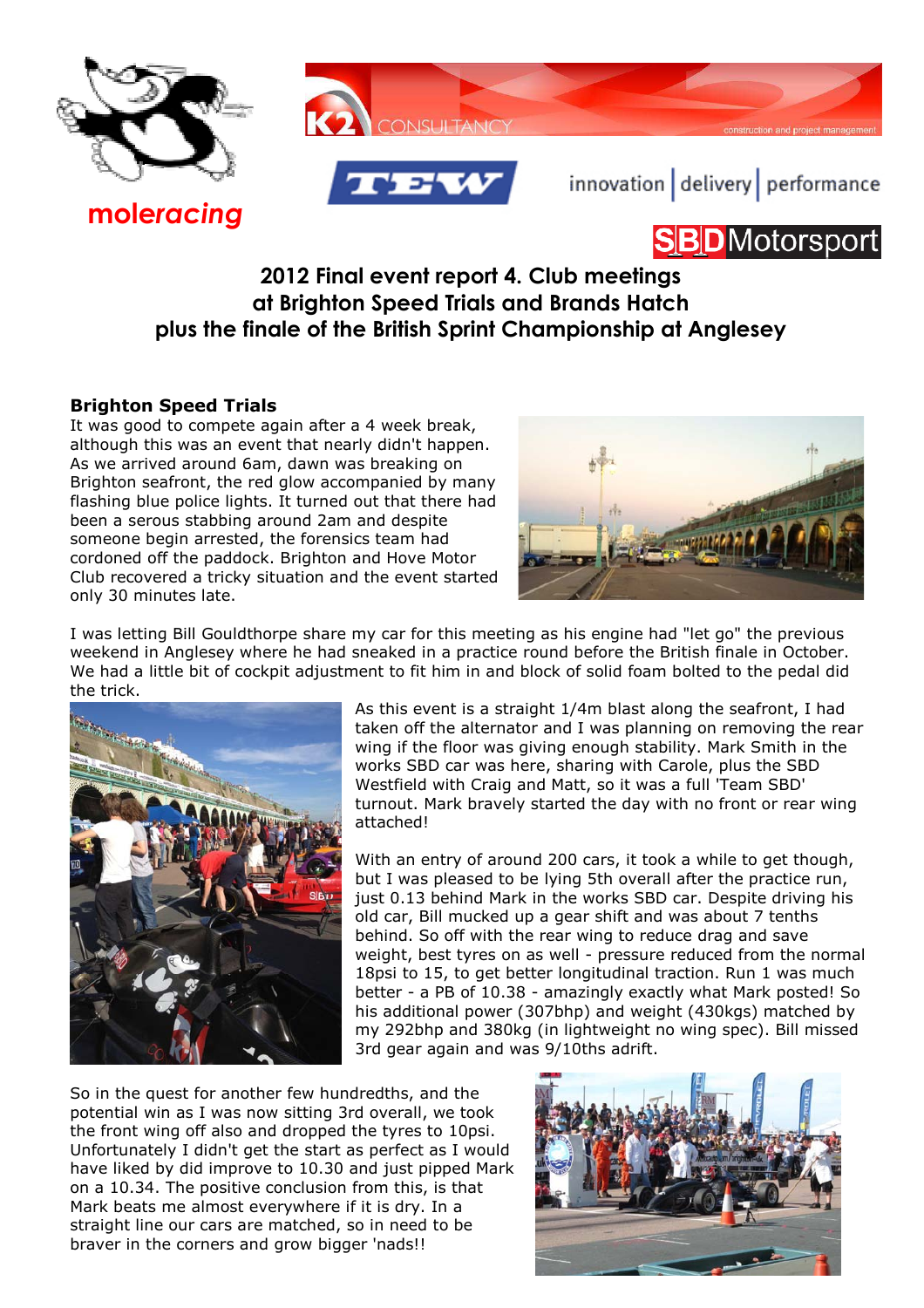moleracing

K2 CONSULTANCY construction and project management

TEW

innovation | delivery | performance

SBD Motorsport

# 2012 Final event report 4. Club meetings at Brighton Speed Trials and Brands Hatch plus the finale of the British Sprint Championship at Anglesey

## Brighton Speed Trials

It was good to compete again after a 4 week break, although this was an event that nearly didn't happen. As we arrived around 6am, dawn was breaking on Brighton seafront, the red glow accompanied by many flashing blue police lights. It turned out that there had been a serous stabbing around 2am and despite someone begin arrested, the forensics team had cordoned off the paddock. Brighton and Hove Motor Club recovered a tricky situation and the event started only 30 minutes late.

I was letting Bill Gouldthorpe share my car for this meeting as his engine had "let go" the previous weekend in Anglesey where he had sneaked in a practice round before the British finale in October. We had a little bit of cockpit adjustment to fit him in and block of solid foam bolted to the pedal did the trick.

As this event is a straight 1/4m blast along the seafront, I had taken off the alternator and I was planning on removing the rear wing if the floor was giving enough stability. Mark Smith in the works SBD car was here, sharing with Carole, plus the SBD Westfield with Craig and Matt, so it was a full 'Team SBD' turnout. Mark bravely started the day with no front or rear wing attached!

With an entry of around 200 cars, it took a while to get though, but I was pleased to be lying 5th overall after the practice run, just 0.13 behind Mark in the works SBD car. Despite driving his old car, Bill mucked up a gear shift and was about 7 tenths behind. So off with the rear wing to reduce drag and save weight, best tyres on as well - pressure reduced from the normal 18psi to 15, to get better longitudinal traction. Run 1 was much better - a PB of 10.38 - amazingly exactly what Mark posted! So his additional power (307bhp) and weight (430kgs) matched by my 292bhp and 380kg (in lightweight no wing spec). Bill missed 3rd gear again and was 9/10ths adrift.

So in the quest for another few hundredths, and the potential win as I was now sitting 3rd overall, we took the front wing off also and dropped the tyres to 10psi. Unfortunately I didn't get the start as perfect as I would have liked by did improve to 10.30 and just pipped Mark on a 10.34. The positive conclusion from this, is that Mark beats me almost everywhere if it is dry. In a straight line our cars are matched, so in need to be braver in the corners and grow bigger 'nads!!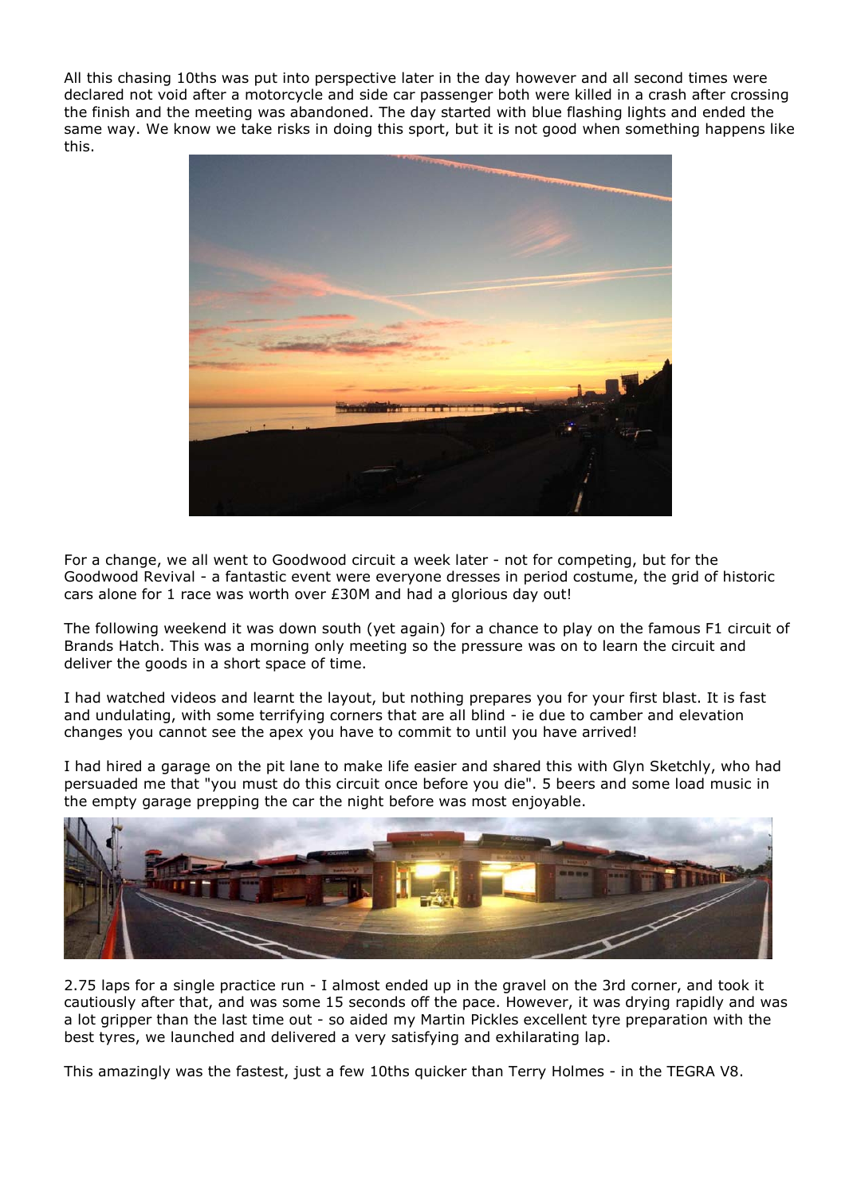All this chasing 10ths was put into perspective later in the day however and all second times were declared not void after a motorcycle and side car passenger both were killed in a crash after crossing the finish and the meeting was abandoned. The day started with blue flashing lights and ended the same way. We know we take risks in doing this sport, but it is not good when something happens like this.

For a change, we all went to Goodwood circuit a week later - not for competing, but for the Goodwood Revival - a fantastic event were everyone dresses in period costume, the grid of historic cars alone for 1 race was worth over £30M and had a glorious day out!

The following weekend it was down south (yet again) for a chance to play on the famous F1 circuit of Brands Hatch. This was a morning only meeting so the pressure was on to learn the circuit and deliver the goods in a short space of time.

I had watched videos and learnt the layout, but nothing prepares you for your first blast. It is fast and undulating, with some terrifying corners that are all blind - ie due to camber and elevation changes you cannot see the apex you have to commit to until you have arrived!

I had hired a garage on the pit lane to make life easier and shared this with Glyn Sketchly, who had persuaded me that "you must do this circuit once before you die". 5 beers and some load music in the empty garage prepping the car the night before was most enjoyable.

2.75 laps for a single practice run - I almost ended up in the gravel on the 3rd corner, and took it cautiously after that, and was some 15 seconds off the pace. However, it was drying rapidly and was a lot gripper than the last time out - so aided my Martin Pickles excellent tyre preparation with the best tyres, we launched and delivered a very satisfying and exhilarating lap.

This amazingly was the fastest, just a few 10ths quicker than Terry Holmes - in the TEGRA V8.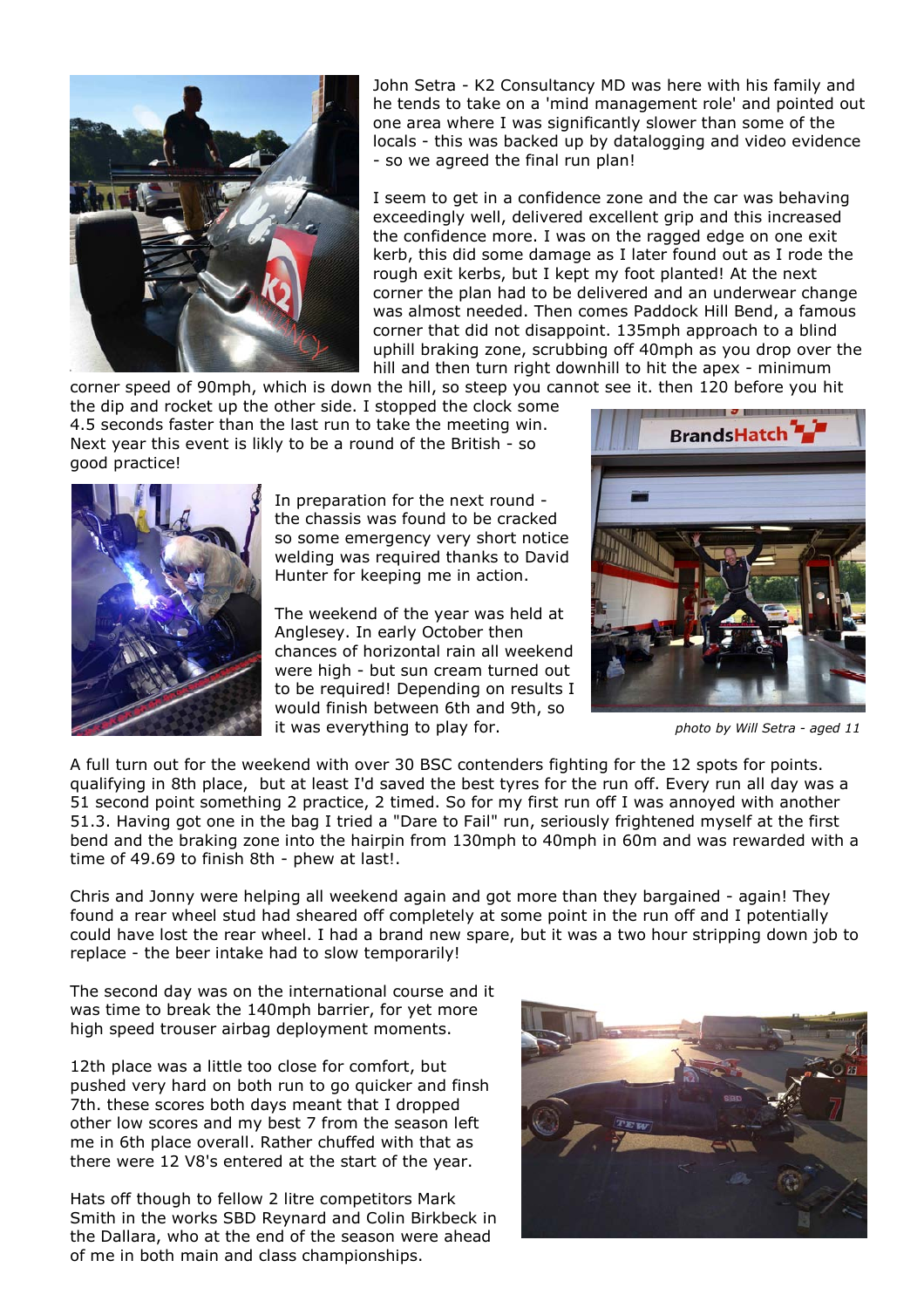John Setra - K2 Consultancy MD was here with his family and he tends to take on a 'mind management role' and pointed out one area where I was significantly slower than some of the locals - this was backed up by datalogging and video evidence - so we agreed the final run plan!

I seem to get in a confidence zone and the car was behaving exceedingly well, delivered excellent grip and this increased the confidence more. I was on the ragged edge on one exit kerb, this did some damage as I later found out as I rode the rough exit kerbs, but I kept my foot planted! At the next corner the plan had to be delivered and an underwear change was almost needed. Then comes Paddock Hill Bend, a famous corner that did not disappoint. 135mph approach to a blind uphill braking zone, scrubbing off 40mph as you drop over the hill and then turn right downhill to hit the apex - minimum corner speed of 90mph, which is down the hill, so steep you cannot see it. then 120 before you hit the dip and rocket up the other side. I stopped the clock some 4.5 seconds faster than the last run to take the meeting win. Next year this event is likly to be a round of the British - so good practice!

In preparation for the next round - the chassis was found to be cracked so some emergency very short notice welding was required thanks to David Hunter for keeping me in action.

The weekend of the year was held at Anglesey. In early October then chances of horizontal rain all weekend were high - but sun cream turned out to be required! Depending on results I would finish between 6th and 9th, so it was everything to play for.

*photo by Will Setra - aged 11*

A full turn out for the weekend with over 30 BSC contenders fighting for the 12 spots for points. qualifying in 8th place, but at least I'd saved the best tyres for the run off. Every run all day was a 51 second point something 2 practice, 2 timed. So for my first run off I was annoyed with another 51.3. Having got one in the bag I tried a "Dare to Fail" run, seriously frightened myself at the first bend and the braking zone into the hairpin from 130mph to 40mph in 60m and was rewarded with a time of 49.69 to finish 8th - phew at last!.

Chris and Jonny were helping all weekend again and got more than they bargained - again! They found a rear wheel stud had sheared off completely at some point in the run off and I potentially could have lost the rear wheel. I had a brand new spare, but it was a two hour stripping down job to replace - the beer intake had to slow temporarily!

The second day was on the international course and it was time to break the 140mph barrier, for yet more high speed trouser airbag deployment moments.

12th place was a little too close for comfort, but pushed very hard on both run to go quicker and finsh 7th. these scores both days meant that I dropped other low scores and my best 7 from the season left me in 6th place overall. Rather chuffed with that as there were 12 V8's entered at the start of the year.

Hats off though to fellow 2 litre competitors Mark Smith in the works SBD Reynard and Colin Birkbeck in the Dallara, who at the end of the season were ahead of me in both main and class championships.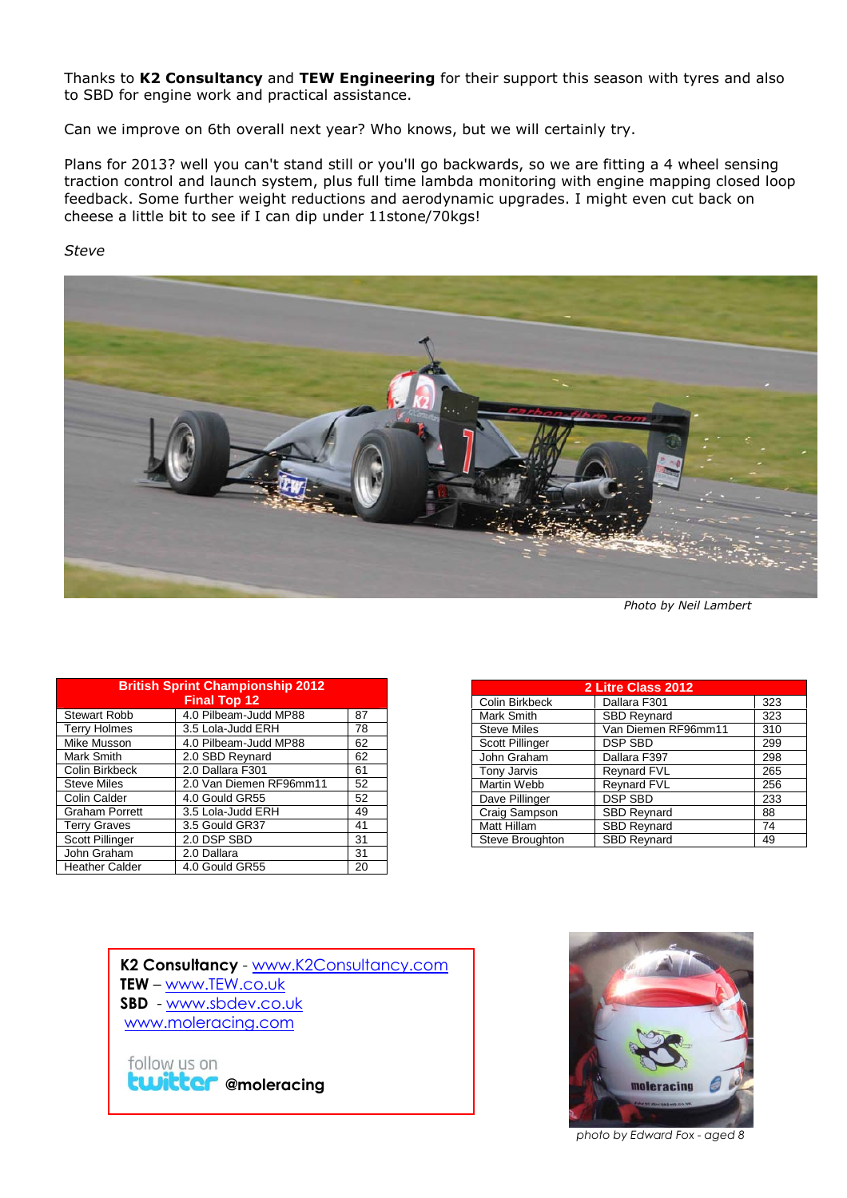Thanks to **K2 Consultancy** and **TEW Engineering** for their support this season with tyres and also to SBD for engine work and practical assistance.

Can we improve on 6th overall next year? Who knows, but we will certainly try.

Plans for 2013? well you can't stand still or you'll go backwards, so we are fitting a 4 wheel sensing traction control and launch system, plus full time lambda monitoring with engine mapping closed loop feedback. Some further weight reductions and aerodynamic upgrades. I might even cut back on cheese a little bit to see if I can dip under 11stone/70kgs!

*Steve*

*Photo by Neil Lambert*

| British Sprint Championship 2012 Final Top 12 | | |
|---|---|---|
| Stewart Robb | 4.0 Pilbeam-Judd MP88 | 87 |
| Terry Holmes | 3.5 Lola-Judd ERH | 78 |
| Mike Musson | 4.0 Pilbeam-Judd MP88 | 62 |
| Mark Smith | 2.0 SBD Reynard | 62 |
| Colin Birkbeck | 2.0 Dallara F301 | 61 |
| Steve Miles | 2.0 Van Diemen RF96mm11 | 52 |
| Colin Calder | 4.0 Gould GR55 | 52 |
| Graham Porrett | 3.5 Lola-Judd ERH | 49 |
| Terry Graves | 3.5 Gould GR37 | 41 |
| Scott Pillinger | 2.0 DSP SBD | 31 |
| John Graham | 2.0 Dallara | 31 |
| Heather Calder | 4.0 Gould GR55 | 20 |

| 2 Litre Class 2012 | | |
|---|---|---|
| Colin Birkbeck | Dallara F301 | 323 |
| Mark Smith | SBD Reynard | 323 |
| Steve Miles | Van Diemen RF96mm11 | 310 |
| Scott Pillinger | DSP SBD | 299 |
| John Graham | Dallara F397 | 298 |
| Tony Jarvis | Reynard FVL | 265 |
| Martin Webb | Reynard FVL | 256 |
| Dave Pillinger | DSP SBD | 233 |
| Craig Sampson | SBD Reynard | 88 |
| Matt Hillam | SBD Reynard | 74 |
| Steve Broughton | SBD Reynard | 49 |

**K2 Consultancy** - www.K2Consultancy.com
**TEW** – www.TEW.co.uk
**SBD** - www.sbdev.co.uk
www.moleracing.com

follow us on twitter **@moleracing**

*photo by Edward Fox - aged 8*